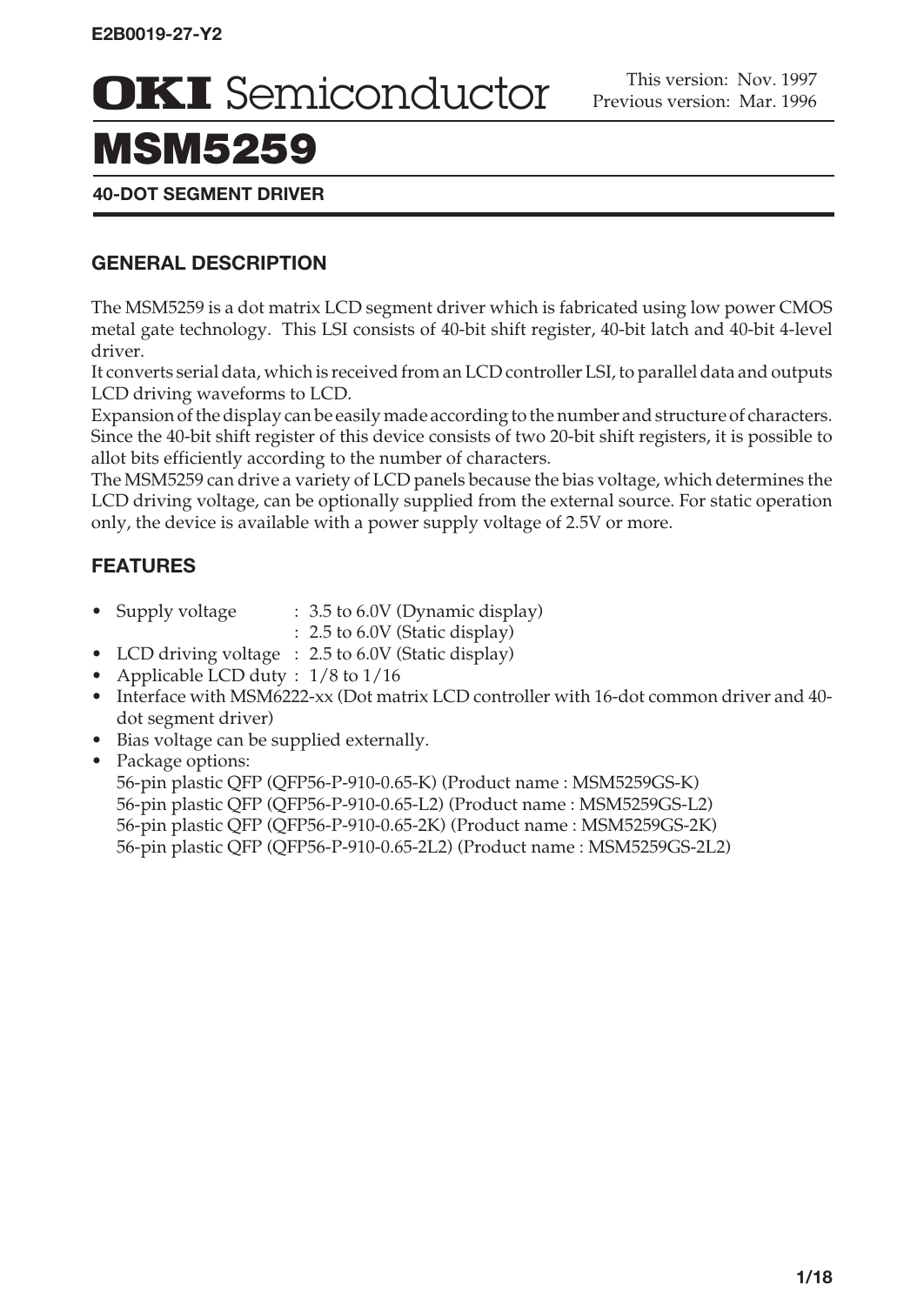E2B0019-27-Y2

# OKI Semiconductor

This version: Nov. 1997
Previous version: Mar. 1996

# MSM5259

**40-DOT SEGMENT DRIVER**

## GENERAL DESCRIPTION

The MSM5259 is a dot matrix LCD segment driver which is fabricated using low power CMOS metal gate technology. This LSI consists of 40-bit shift register, 40-bit latch and 40-bit 4-level driver.

It converts serial data, which is received from an LCD controller LSI, to parallel data and outputs LCD driving waveforms to LCD.

Expansion of the display can be easily made according to the number and structure of characters. Since the 40-bit shift register of this device consists of two 20-bit shift registers, it is possible to allot bits efficiently according to the number of characters.

The MSM5259 can drive a variety of LCD panels because the bias voltage, which determines the LCD driving voltage, can be optionally supplied from the external source. For static operation only, the device is available with a power supply voltage of 2.5V or more.

## FEATURES

- Supply voltage : 3.5 to 6.0V (Dynamic display)
  : 2.5 to 6.0V (Static display)
- LCD driving voltage : 2.5 to 6.0V (Static display)
- Applicable LCD duty : 1/8 to 1/16
- Interface with MSM6222-xx (Dot matrix LCD controller with 16-dot common driver and 40-dot segment driver)
- Bias voltage can be supplied externally.
- Package options:
  56-pin plastic QFP (QFP56-P-910-0.65-K) (Product name : MSM5259GS-K)
  56-pin plastic QFP (QFP56-P-910-0.65-L2) (Product name : MSM5259GS-L2)
  56-pin plastic QFP (QFP56-P-910-0.65-2K) (Product name : MSM5259GS-2K)
  56-pin plastic QFP (QFP56-P-910-0.65-2L2) (Product name : MSM5259GS-2L2)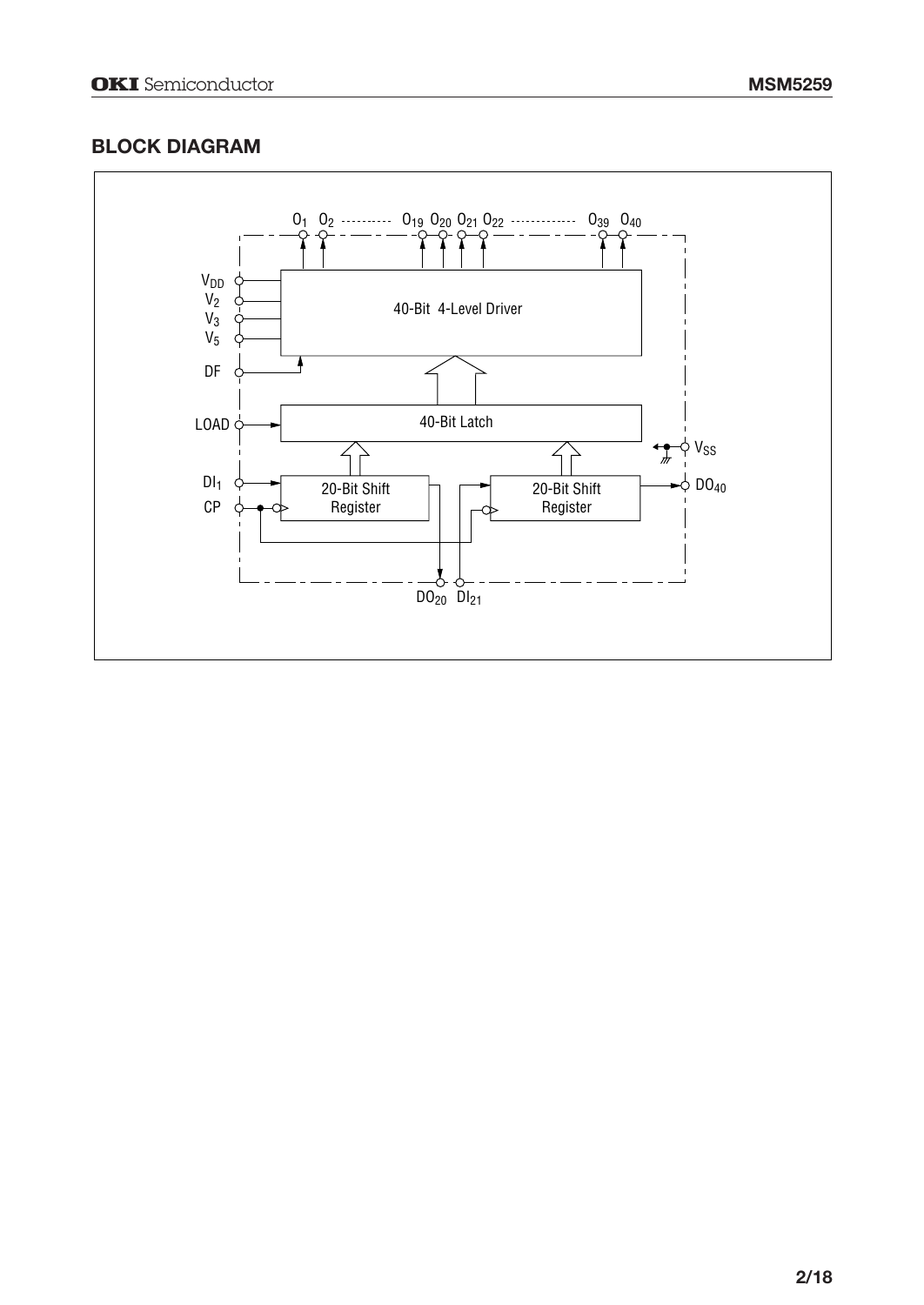## BLOCK DIAGRAM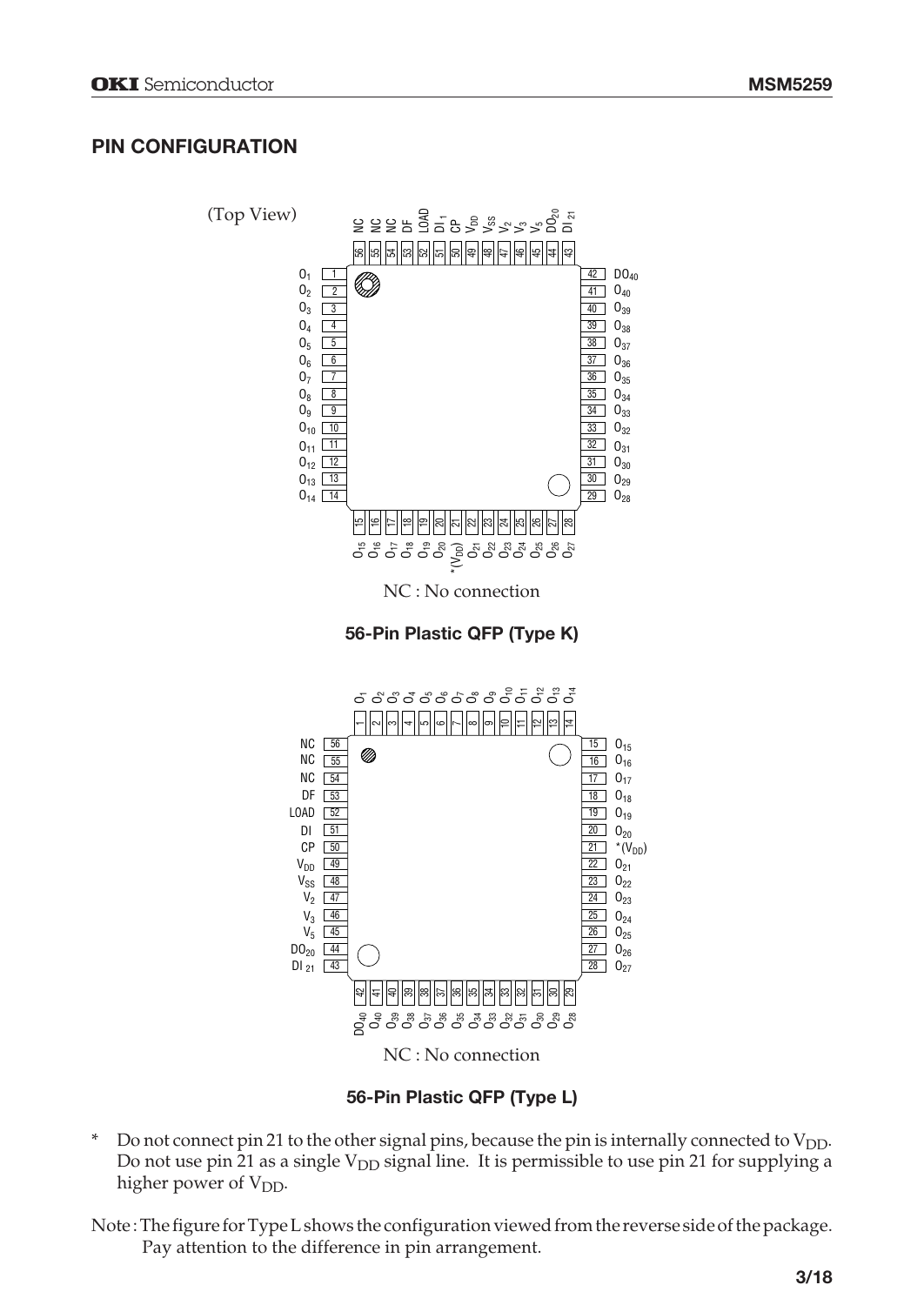## PIN CONFIGURATION

(Top View)

NC : No connection

**56-Pin Plastic QFP (Type K)**

| Pin | Name | Pin | Name | Pin | Name | Pin | Name |
|---|---|---|---|---|---|---|---|
| 1 | $O_1$ | 15 | $O_{15}$ | 29 | $O_{28}$ | 43 | $DI_{21}$ |
| 2 | $O_2$ | 16 | $O_{16}$ | 30 | $O_{29}$ | 44 | $DO_{20}$ |
| 3 | $O_3$ | 17 | $O_{17}$ | 31 | $O_{30}$ | 45 | $V_5$ |
| 4 | $O_4$ | 18 | $O_{18}$ | 32 | $O_{31}$ | 46 | $V_3$ |
| 5 | $O_5$ | 19 | $O_{19}$ | 33 | $O_{32}$ | 47 | $V_2$ |
| 6 | $O_6$ | 20 | $O_{20}$ | 34 | $O_{33}$ | 48 | $V_{SS}$ |
| 7 | $O_7$ | 21 | *($V_{DD}$) | 35 | $O_{34}$ | 49 | $V_{DD}$ |
| 8 | $O_8$ | 22 | $O_{21}$ | 36 | $O_{35}$ | 50 | CP |
| 9 | $O_9$ | 23 | $O_{22}$ | 37 | $O_{36}$ | 51 | $DI_1$ |
| 10 | $O_{10}$ | 24 | $O_{23}$ | 38 | $O_{37}$ | 52 | LOAD |
| 11 | $O_{11}$ | 25 | $O_{24}$ | 39 | $O_{38}$ | 53 | DF |
| 12 | $O_{12}$ | 26 | $O_{25}$ | 40 | $O_{39}$ | 54 | NC |
| 13 | $O_{13}$ | 27 | $O_{26}$ | 41 | $O_{40}$ | 55 | NC |
| 14 | $O_{14}$ | 28 | $O_{27}$ | 42 | $DO_{40}$ | 56 | NC |

NC : No connection

**56-Pin Plastic QFP (Type L)**

| Pin | Name | Pin | Name | Pin | Name | Pin | Name |
|---|---|---|---|---|---|---|---|
| 1 | $O_1$ | 15 | $O_{15}$ | 29 | $O_{28}$ | 43 | $DI_{21}$ |
| 2 | $O_2$ | 16 | $O_{16}$ | 30 | $O_{29}$ | 44 | $DO_{20}$ |
| 3 | $O_3$ | 17 | $O_{17}$ | 31 | $O_{30}$ | 45 | $V_5$ |
| 4 | $O_4$ | 18 | $O_{18}$ | 32 | $O_{31}$ | 46 | $V_3$ |
| 5 | $O_5$ | 19 | $O_{19}$ | 33 | $O_{32}$ | 47 | $V_2$ |
| 6 | $O_6$ | 20 | $O_{20}$ | 34 | $O_{33}$ | 48 | $V_{SS}$ |
| 7 | $O_7$ | 21 | *($V_{DD}$) | 35 | $O_{34}$ | 49 | $V_{DD}$ |
| 8 | $O_8$ | 22 | $O_{21}$ | 36 | $O_{35}$ | 50 | CP |
| 9 | $O_9$ | 23 | $O_{22}$ | 37 | $O_{36}$ | 51 | DI |
| 10 | $O_{10}$ | 24 | $O_{23}$ | 38 | $O_{37}$ | 52 | LOAD |
| 11 | $O_{11}$ | 25 | $O_{24}$ | 39 | $O_{38}$ | 53 | DF |
| 12 | $O_{12}$ | 26 | $O_{25}$ | 40 | $O_{39}$ | 54 | NC |
| 13 | $O_{13}$ | 27 | $O_{26}$ | 41 | $O_{40}$ | 55 | NC |
| 14 | $O_{14}$ | 28 | $O_{27}$ | 42 | $DO_{40}$ | 56 | NC |

\* Do not connect pin 21 to the other signal pins, because the pin is internally connected to $V_{DD}$. Do not use pin 21 as a single $V_{DD}$ signal line. It is permissible to use pin 21 for supplying a higher power of $V_{DD}$.

Note : The figure for Type L shows the configuration viewed from the reverse side of the package. Pay attention to the difference in pin arrangement.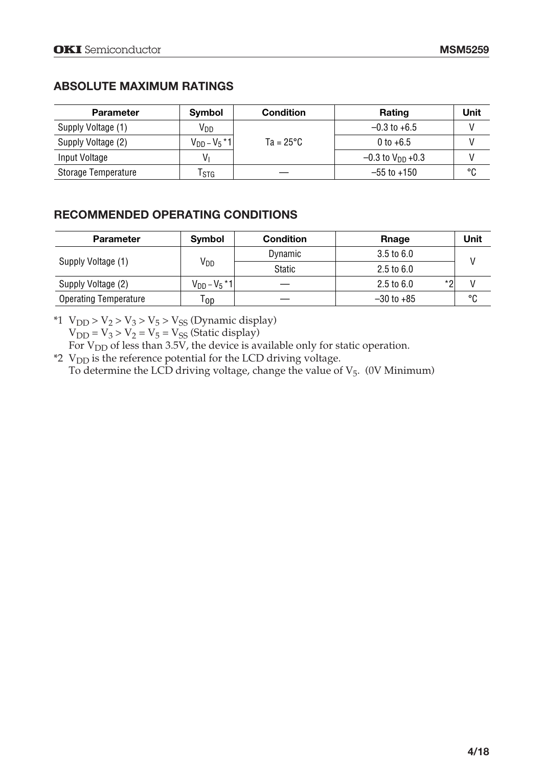## ABSOLUTE MAXIMUM RATINGS

| Parameter | Symbol | Condition | Rating | Unit |
|---|---|---|---|---|
| Supply Voltage (1) | $V_{DD}$ | Ta = 25°C | –0.3 to +6.5 | V |
| Supply Voltage (2) | $V_{DD} – V_5$ *1 | Ta = 25°C | 0 to +6.5 | V |
| Input Voltage | $V_I$ | Ta = 25°C | –0.3 to $V_{DD}$ +0.3 | V |
| Storage Temperature | $T_{STG}$ | — | –55 to +150 | °C |

## RECOMMENDED OPERATING CONDITIONS

| Parameter | Symbol | Condition | Rnage | Unit |
|---|---|---|---|---|
| Supply Voltage (1) | $V_{DD}$ | Dynamic | 3.5 to 6.0 | V |
| | | Static | 2.5 to 6.0 | |
| Supply Voltage (2) | $V_{DD} – V_5$ *1 | — | 2.5 to 6.0 *2 | V |
| Operating Temperature | $T_{op}$ | — | –30 to +85 | °C |

*1 $V_{DD} > V_2 > V_3 > V_5 > V_{SS}$ (Dynamic display)
$V_{DD} = V_3 > V_2 = V_5 = V_{SS}$ (Static display)
For $V_{DD}$ of less than 3.5V, the device is available only for static operation.

*2 $V_{DD}$ is the reference potential for the LCD driving voltage.
To determine the LCD driving voltage, change the value of $V_5$. (0V Minimum)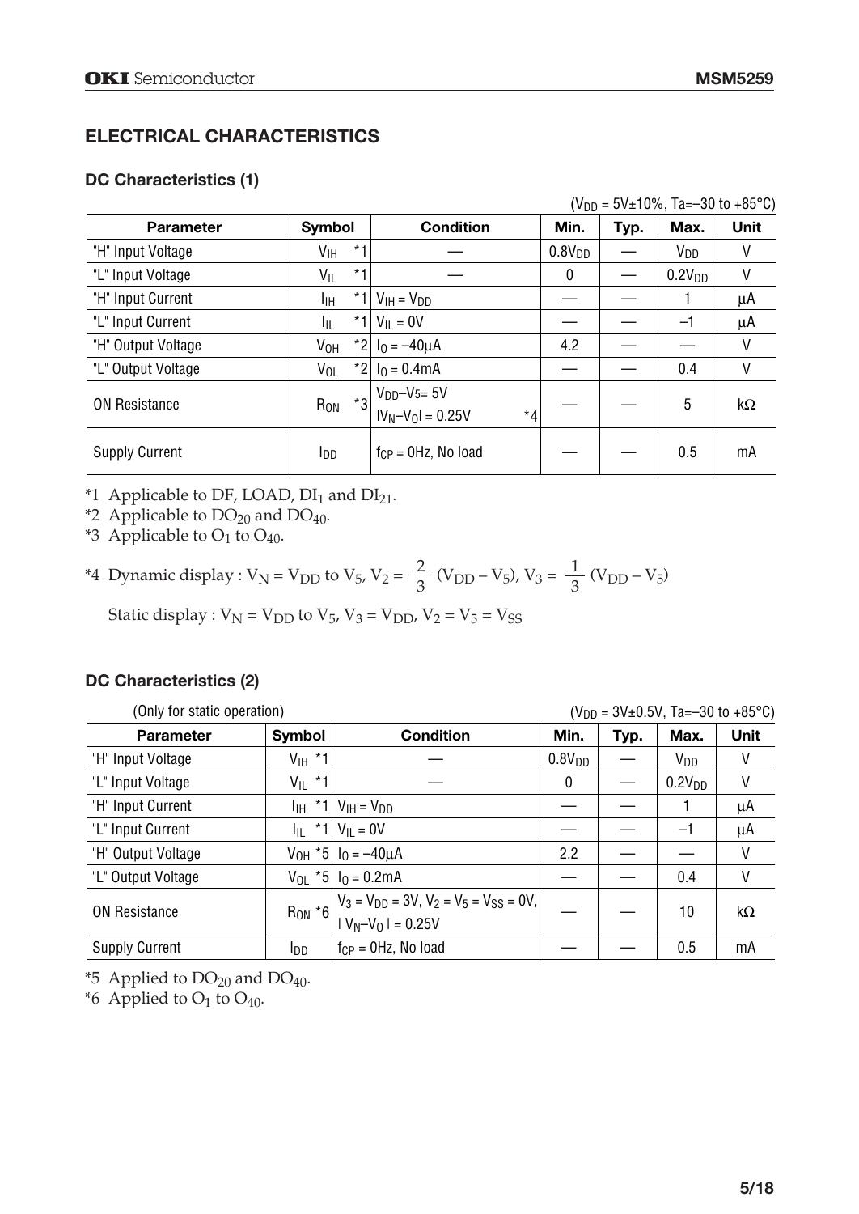## ELECTRICAL CHARACTERISTICS

### DC Characteristics (1)

($V_{DD}$ = 5V±10%, Ta=–30 to +85°C)

| Parameter | Symbol | Condition | Min. | Typ. | Max. | Unit |
|---|---|---|---|---|---|---|
| "H" Input Voltage | $V_{IH}$ *1 | — | $0.8V_{DD}$ | — | $V_{DD}$ | V |
| "L" Input Voltage | $V_{IL}$ *1 | — | 0 | — | $0.2V_{DD}$ | V |
| "H" Input Current | $I_{IH}$ *1 | $V_{IH} = V_{DD}$ | — | — | 1 | μA |
| "L" Input Current | $I_{IL}$ *1 | $V_{IL}$ = 0V | — | — | –1 | μA |
| "H" Output Voltage | $V_{OH}$ *2 | $I_O$ = –40μA | 4.2 | — | — | V |
| "L" Output Voltage | $V_{OL}$ *2 | $I_O$ = 0.4mA | — | — | 0.4 | V |
| ON Resistance | $R_{ON}$ *3 | $V_{DD}–V_5$= 5V<br>$\lvert V_N–V_O \rvert$ = 0.25V *4 | — | — | 5 | kΩ |
| Supply Current | $I_{DD}$ | $f_{CP}$ = 0Hz, No load | — | — | 0.5 | mA |

*1 Applicable to DF, LOAD, $DI_1$ and $DI_{21}$.

*2 Applicable to $DO_{20}$ and $DO_{40}$.

*3 Applicable to $O_1$ to $O_{40}$.

*4 Dynamic display : $V_N = V_{DD}$ to $V_5$, $V_2 = \frac{2}{3}(V_{DD} - V_5)$, $V_3 = \frac{1}{3}(V_{DD} - V_5)$

Static display : $V_N = V_{DD}$ to $V_5$, $V_3 = V_{DD}$, $V_2 = V_5 = V_{SS}$

### DC Characteristics (2)

(Only for static operation) ($V_{DD}$ = 3V±0.5V, Ta=–30 to +85°C)

| Parameter | Symbol | Condition | Min. | Typ. | Max. | Unit |
|---|---|---|---|---|---|---|
| "H" Input Voltage | $V_{IH}$ *1 | — | $0.8V_{DD}$ | — | $V_{DD}$ | V |
| "L" Input Voltage | $V_{IL}$ *1 | — | 0 | — | $0.2V_{DD}$ | V |
| "H" Input Current | $I_{IH}$ *1 | $V_{IH} = V_{DD}$ | — | — | 1 | μA |
| "L" Input Current | $I_{IL}$ *1 | $V_{IL}$ = 0V | — | — | –1 | μA |
| "H" Output Voltage | $V_{OH}$ *5 | $I_O$ = –40μA | 2.2 | — | — | V |
| "L" Output Voltage | $V_{OL}$ *5 | $I_O$ = 0.2mA | — | — | 0.4 | V |
| ON Resistance | $R_{ON}$ *6 | $V_3 = V_{DD}$ = 3V, $V_2 = V_5 = V_{SS}$ = 0V,<br>$\lvert V_N–V_O \rvert$ = 0.25V | — | — | 10 | kΩ |
| Supply Current | $I_{DD}$ | $f_{CP}$ = 0Hz, No load | — | — | 0.5 | mA |

*5 Applied to $DO_{20}$ and $DO_{40}$.

*6 Applied to $O_1$ to $O_{40}$.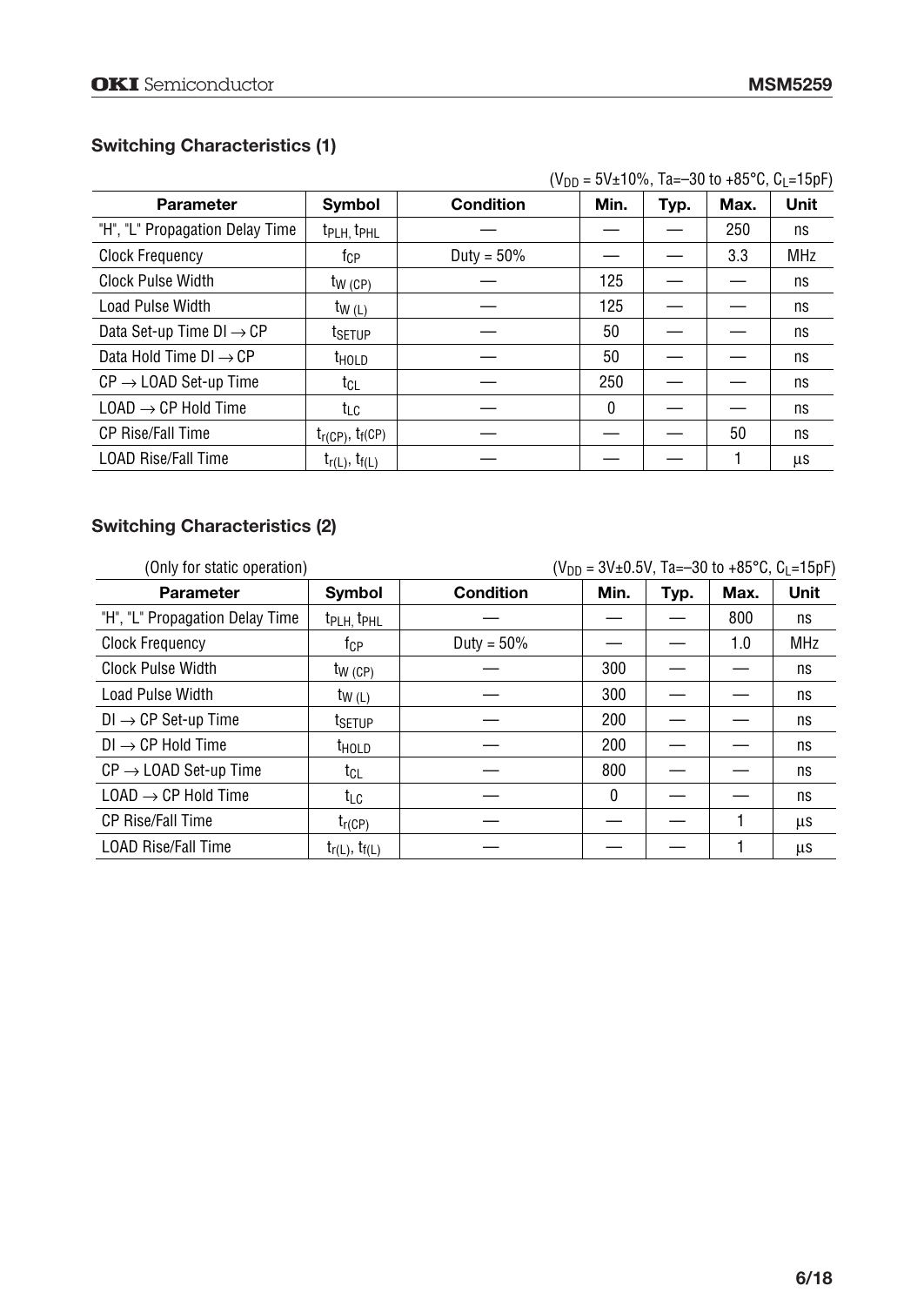## Switching Characteristics (1)

($V_{DD}$ = 5V±10%, Ta=–30 to +85°C, $C_L$=15pF)

| Parameter | Symbol | Condition | Min. | Typ. | Max. | Unit |
|---|---|---|---|---|---|---|
| "H", "L" Propagation Delay Time | $t_{PLH}$, $t_{PHL}$ | — | — | — | 250 | ns |
| Clock Frequency | $f_{CP}$ | Duty = 50% | — | — | 3.3 | MHz |
| Clock Pulse Width | $t_{W\ (CP)}$ | — | 125 | — | — | ns |
| Load Pulse Width | $t_{W\ (L)}$ | — | 125 | — | — | ns |
| Data Set-up Time DI → CP | $t_{SETUP}$ | — | 50 | — | — | ns |
| Data Hold Time DI → CP | $t_{HOLD}$ | — | 50 | — | — | ns |
| CP → LOAD Set-up Time | $t_{CL}$ | — | 250 | — | — | ns |
| LOAD → CP Hold Time | $t_{LC}$ | — | 0 | — | — | ns |
| CP Rise/Fall Time | $t_{r(CP)}$, $t_{f(CP)}$ | — | — | — | 50 | ns |
| LOAD Rise/Fall Time | $t_{r(L)}$, $t_{f(L)}$ | — | — | — | 1 | μs |

## Switching Characteristics (2)

(Only for static operation) ($V_{DD}$ = 3V±0.5V, Ta=–30 to +85°C, $C_L$=15pF)

| Parameter | Symbol | Condition | Min. | Typ. | Max. | Unit |
|---|---|---|---|---|---|---|
| "H", "L" Propagation Delay Time | $t_{PLH}$, $t_{PHL}$ | — | — | — | 800 | ns |
| Clock Frequency | $f_{CP}$ | Duty = 50% | — | — | 1.0 | MHz |
| Clock Pulse Width | $t_{W\ (CP)}$ | — | 300 | — | — | ns |
| Load Pulse Width | $t_{W\ (L)}$ | — | 300 | — | — | ns |
| DI → CP Set-up Time | $t_{SETUP}$ | — | 200 | — | — | ns |
| DI → CP Hold Time | $t_{HOLD}$ | — | 200 | — | — | ns |
| CP → LOAD Set-up Time | $t_{CL}$ | — | 800 | — | — | ns |
| LOAD → CP Hold Time | $t_{LC}$ | — | 0 | — | — | ns |
| CP Rise/Fall Time | $t_{r(CP)}$ | — | — | — | 1 | μs |
| LOAD Rise/Fall Time | $t_{r(L)}$, $t_{f(L)}$ | — | — | — | 1 | μs |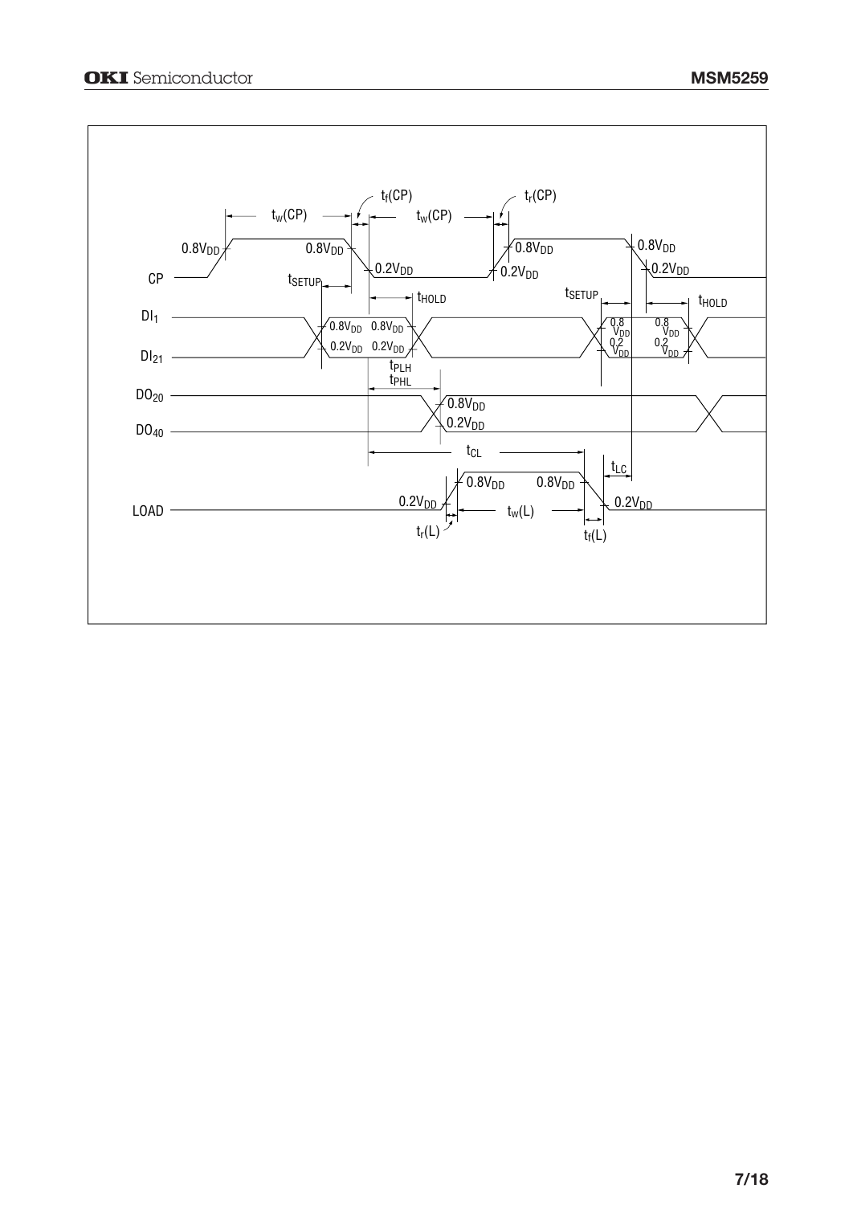$t_w(CP)$ $t_f(CP)$ $t_w(CP)$ $t_r(CP)$

CP: $0.8V_{DD}$, $0.8V_{DD}$, $0.2V_{DD}$, $0.8V_{DD}$, $0.2V_{DD}$, $0.8V_{DD}$, $0.2V_{DD}$

$t_{SETUP}$ $t_{HOLD}$ $t_{SETUP}$ $t_{HOLD}$

$DI_1$, $DI_{21}$: $0.8V_{DD}$ $0.8V_{DD}$ $0.2V_{DD}$ $0.2V_{DD}$ $0.8V_{DD}$ $0.2V_{DD}$ $0.8V_{DD}$ $0.2V_{DD}$

$t_{PLH}$ $t_{PHL}$

$DO_{20}$, $DO_{40}$: $0.8V_{DD}$ $0.2V_{DD}$

$t_{CL}$ $t_{LC}$

LOAD: $0.2V_{DD}$ $0.8V_{DD}$ $0.8V_{DD}$ $0.2V_{DD}$

$t_r(L)$ $t_w(L)$ $t_f(L)$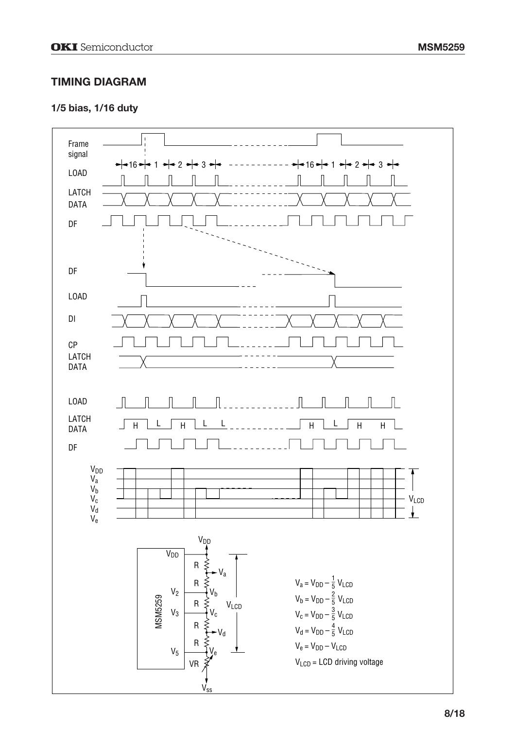## TIMING DIAGRAM

### 1/5 bias, 1/16 duty

Frame signal

LOAD

LATCH DATA

DF

DF

LOAD

DI

CP

LATCH DATA

LOAD

LATCH DATA

DF

$V_{DD}$ $V_a$ $V_b$ $V_c$ $V_d$ $V_e$

$V_{LCD}$

$V_a = V_{DD} - \frac{1}{5} V_{LCD}$

$V_b = V_{DD} - \frac{2}{5} V_{LCD}$

$V_c = V_{DD} - \frac{3}{5} V_{LCD}$

$V_d = V_{DD} - \frac{4}{5} V_{LCD}$

$V_e = V_{DD} - V_{LCD}$

$V_{LCD}$ = LCD driving voltage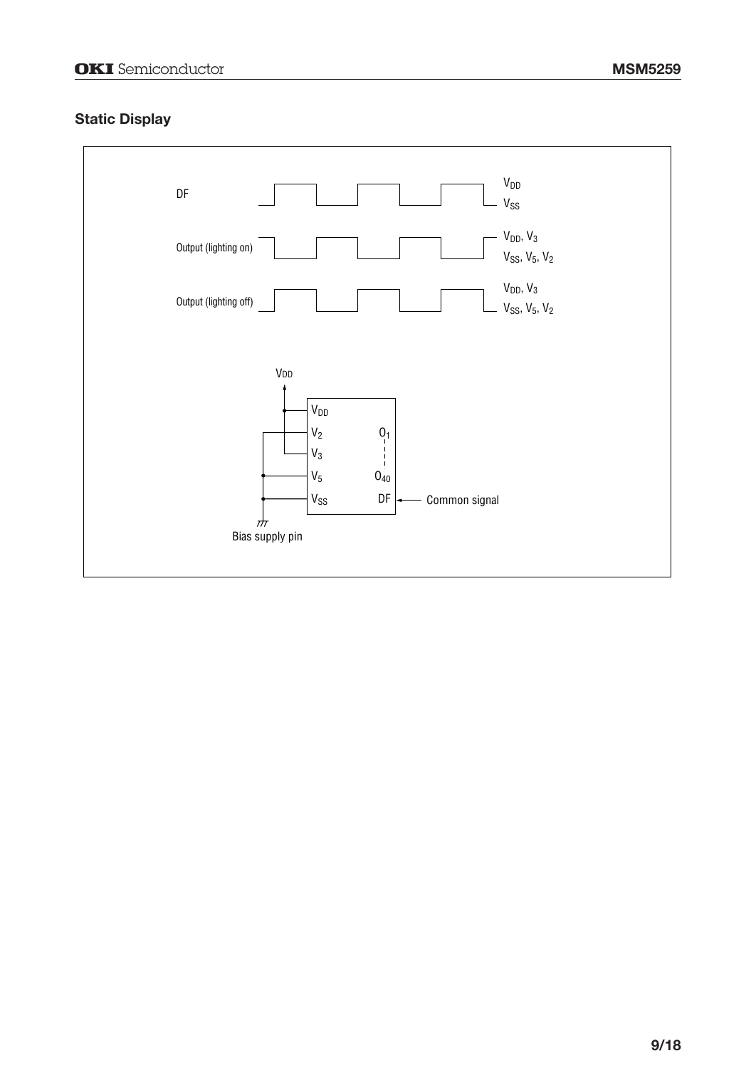### Static Display

DF — $V_{DD}$ / $V_{SS}$

Output (lighting on) — $V_{DD}$, $V_3$ / $V_{SS}$, $V_5$, $V_2$

Output (lighting off) — $V_{DD}$, $V_3$ / $V_{SS}$, $V_5$, $V_2$

$V_{DD}$

$V_{DD}$
$V_2$
$V_3$
$V_5$
$V_{SS}$

$O_1$
$O_{40}$
DF ← Common signal

Bias supply pin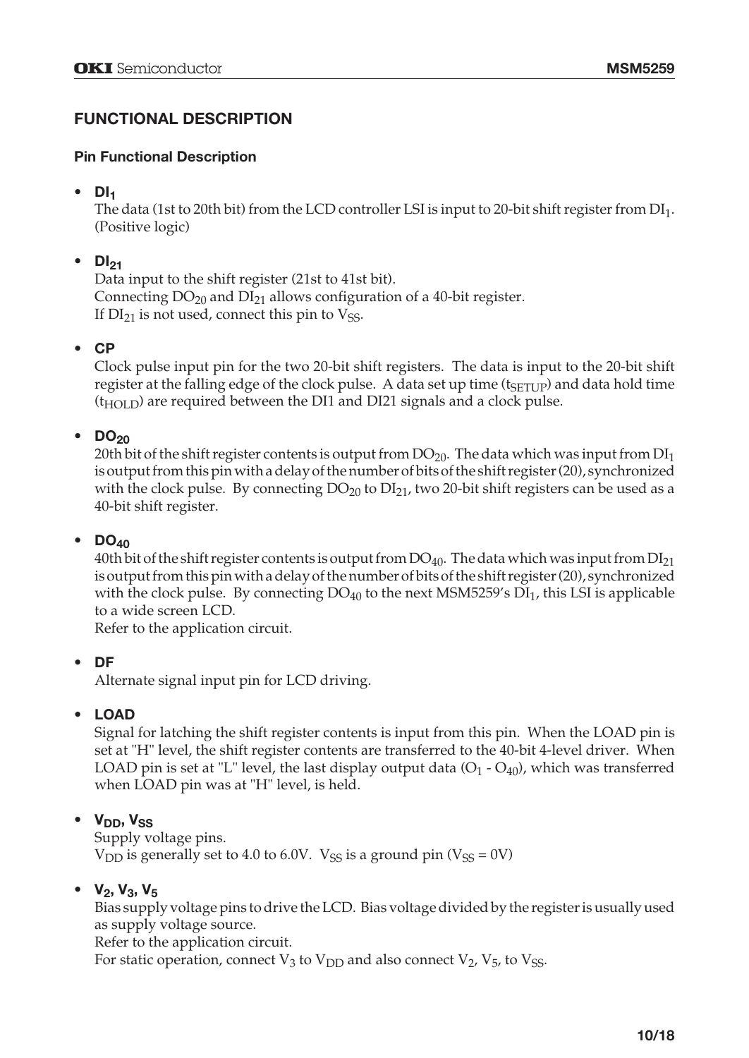## FUNCTIONAL DESCRIPTION

### Pin Functional Description

- **$DI_1$**

  The data (1st to 20th bit) from the LCD controller LSI is input to 20-bit shift register from $DI_1$. (Positive logic)

- **$DI_{21}$**

  Data input to the shift register (21st to 41st bit).
  Connecting $DO_{20}$ and $DI_{21}$ allows configuration of a 40-bit register.
  If $DI_{21}$ is not used, connect this pin to $V_{SS}$.

- **CP**

  Clock pulse input pin for the two 20-bit shift registers. The data is input to the 20-bit shift register at the falling edge of the clock pulse. A data set up time ($t_{SETUP}$) and data hold time ($t_{HOLD}$) are required between the DI1 and DI21 signals and a clock pulse.

- **$DO_{20}$**

  20th bit of the shift register contents is output from $DO_{20}$. The data which was input from $DI_1$ is output from this pin with a delay of the number of bits of the shift register (20), synchronized with the clock pulse. By connecting $DO_{20}$ to $DI_{21}$, two 20-bit shift registers can be used as a 40-bit shift register.

- **$DO_{40}$**

  40th bit of the shift register contents is output from $DO_{40}$. The data which was input from $DI_{21}$ is output from this pin with a delay of the number of bits of the shift register (20), synchronized with the clock pulse. By connecting $DO_{40}$ to the next MSM5259's $DI_1$, this LSI is applicable to a wide screen LCD.
  Refer to the application circuit.

- **DF**

  Alternate signal input pin for LCD driving.

- **LOAD**

  Signal for latching the shift register contents is input from this pin. When the LOAD pin is set at "H" level, the shift register contents are transferred to the 40-bit 4-level driver. When LOAD pin is set at "L" level, the last display output data ($O_1$ - $O_{40}$), which was transferred when LOAD pin was at "H" level, is held.

- **$V_{DD}$, $V_{SS}$**

  Supply voltage pins.
  $V_{DD}$ is generally set to 4.0 to 6.0V. $V_{SS}$ is a ground pin ($V_{SS}$ = 0V)

- **$V_2$, $V_3$, $V_5$**

  Bias supply voltage pins to drive the LCD. Bias voltage divided by the register is usually used as supply voltage source.
  Refer to the application circuit.
  For static operation, connect $V_3$ to $V_{DD}$ and also connect $V_2$, $V_5$, to $V_{SS}$.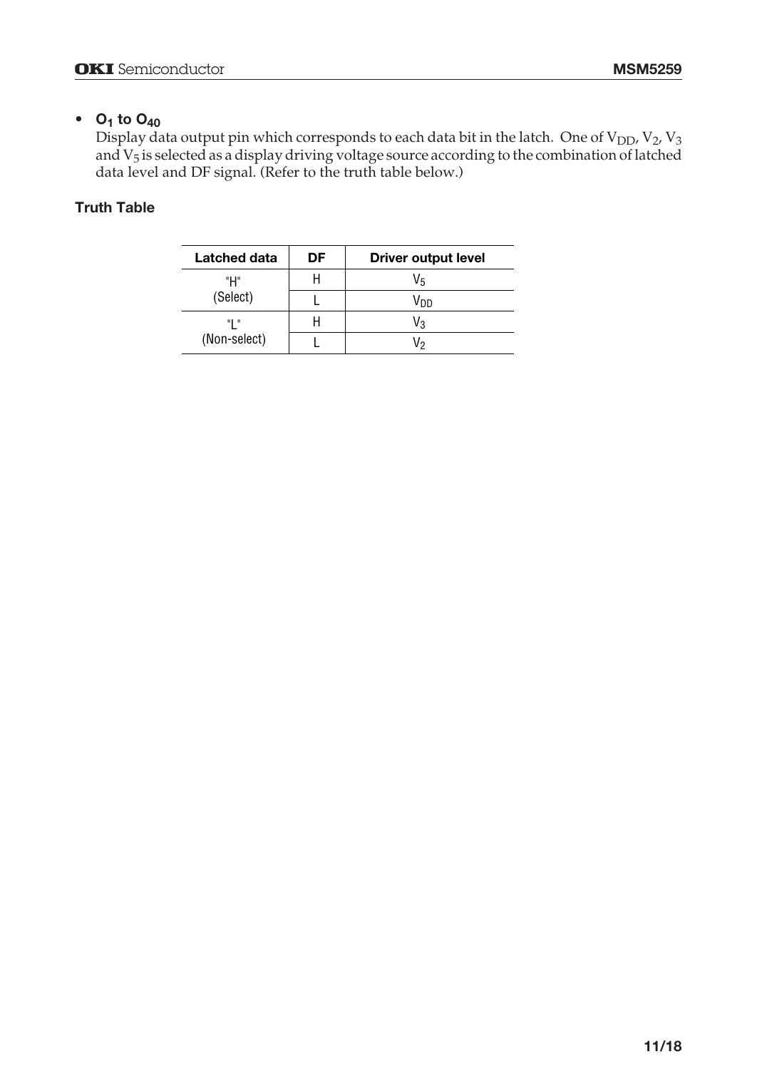- **$O_1$ to $O_{40}$**

  Display data output pin which corresponds to each data bit in the latch. One of $V_{DD}$, $V_2$, $V_3$ and $V_5$ is selected as a display driving voltage source according to the combination of latched data level and DF signal. (Refer to the truth table below.)

### Truth Table

| Latched data | DF | Driver output level |
|---|---|---|
| "H" (Select) | H | $V_5$ |
| | L | $V_{DD}$ |
| "L" (Non-select) | H | $V_3$ |
| | L | $V_2$ |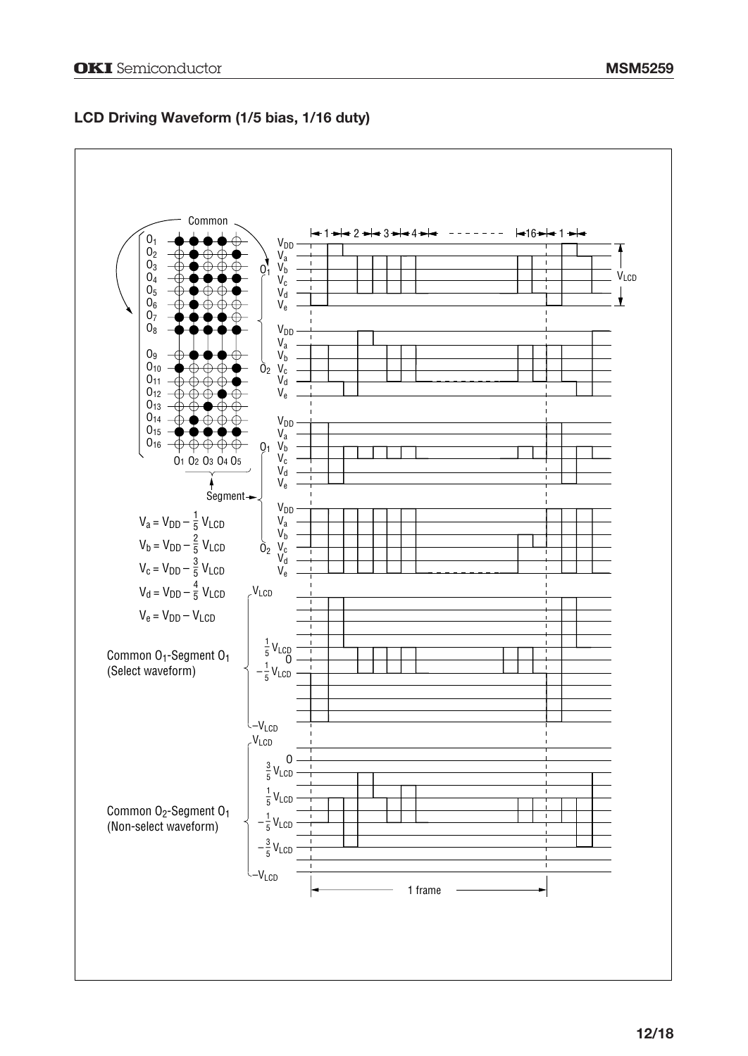## LCD Driving Waveform (1/5 bias, 1/16 duty)

$V_a = V_{DD} - \frac{1}{5} V_{LCD}$

$V_b = V_{DD} - \frac{2}{5} V_{LCD}$

$V_c = V_{DD} - \frac{3}{5} V_{LCD}$

$V_d = V_{DD} - \frac{4}{5} V_{LCD}$

$V_e = V_{DD} - V_{LCD}$

Common $O_1$-Segment $O_1$ (Select waveform)

Common $O_2$-Segment $O_1$ (Non-select waveform)

1 frame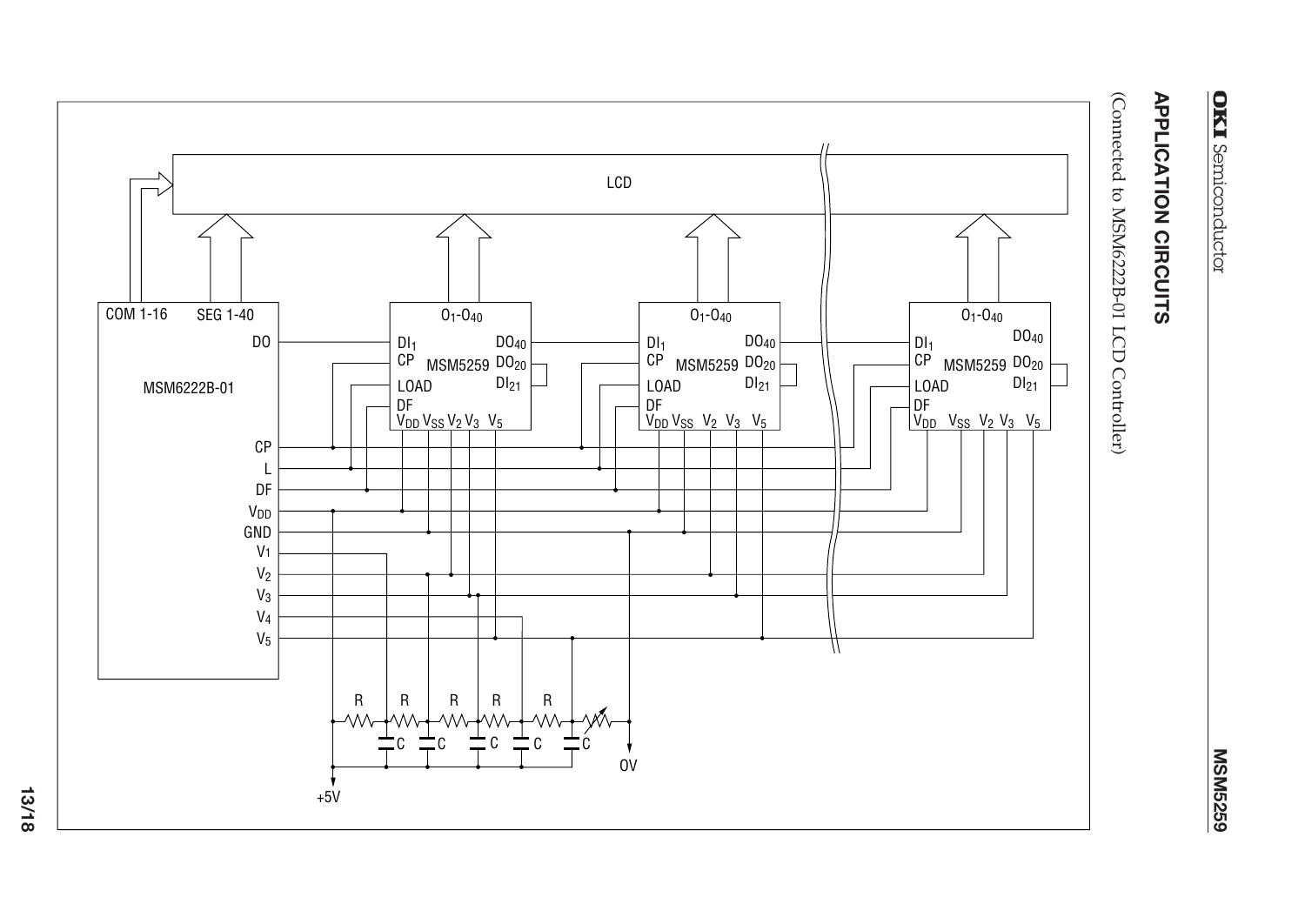## APPLICATION CIRCUITS

(Connected to MSM6222B-01 LCD Controller)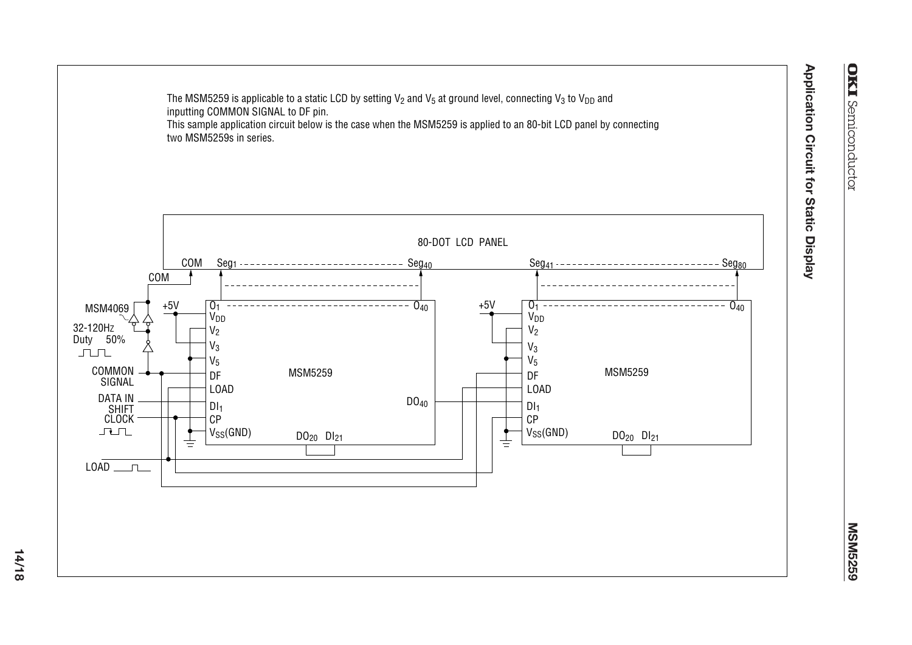## Application Circuit for Static Display

The MSM5259 is applicable to a static LCD by setting $V_2$ and $V_5$ at ground level, connecting $V_3$ to $V_{DD}$ and inputting COMMON SIGNAL to DF pin.

This sample application circuit below is the case when the MSM5259 is applied to an 80-bit LCD panel by connecting two MSM5259s in series.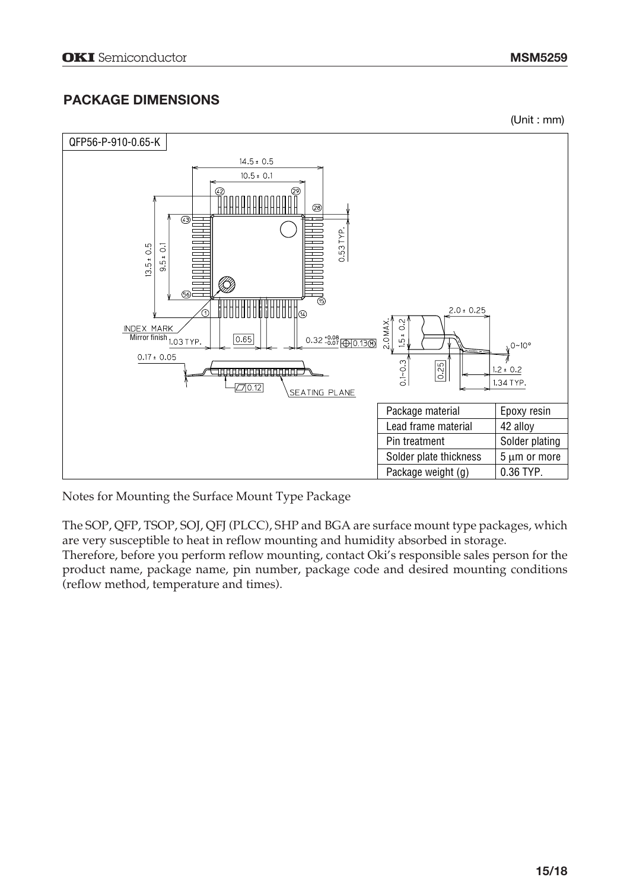## PACKAGE DIMENSIONS

(Unit : mm)

QFP56-P-910-0.65-K

| Package material | Epoxy resin |
|---|---|
| Lead frame material | 42 alloy |
| Pin treatment | Solder plating |
| Solder plate thickness | 5 μm or more |
| Package weight (g) | 0.36 TYP. |

Notes for Mounting the Surface Mount Type Package

The SOP, QFP, TSOP, SOJ, QFJ (PLCC), SHP and BGA are surface mount type packages, which are very susceptible to heat in reflow mounting and humidity absorbed in storage.
Therefore, before you perform reflow mounting, contact Oki's responsible sales person for the product name, package name, pin number, package code and desired mounting conditions (reflow method, temperature and times).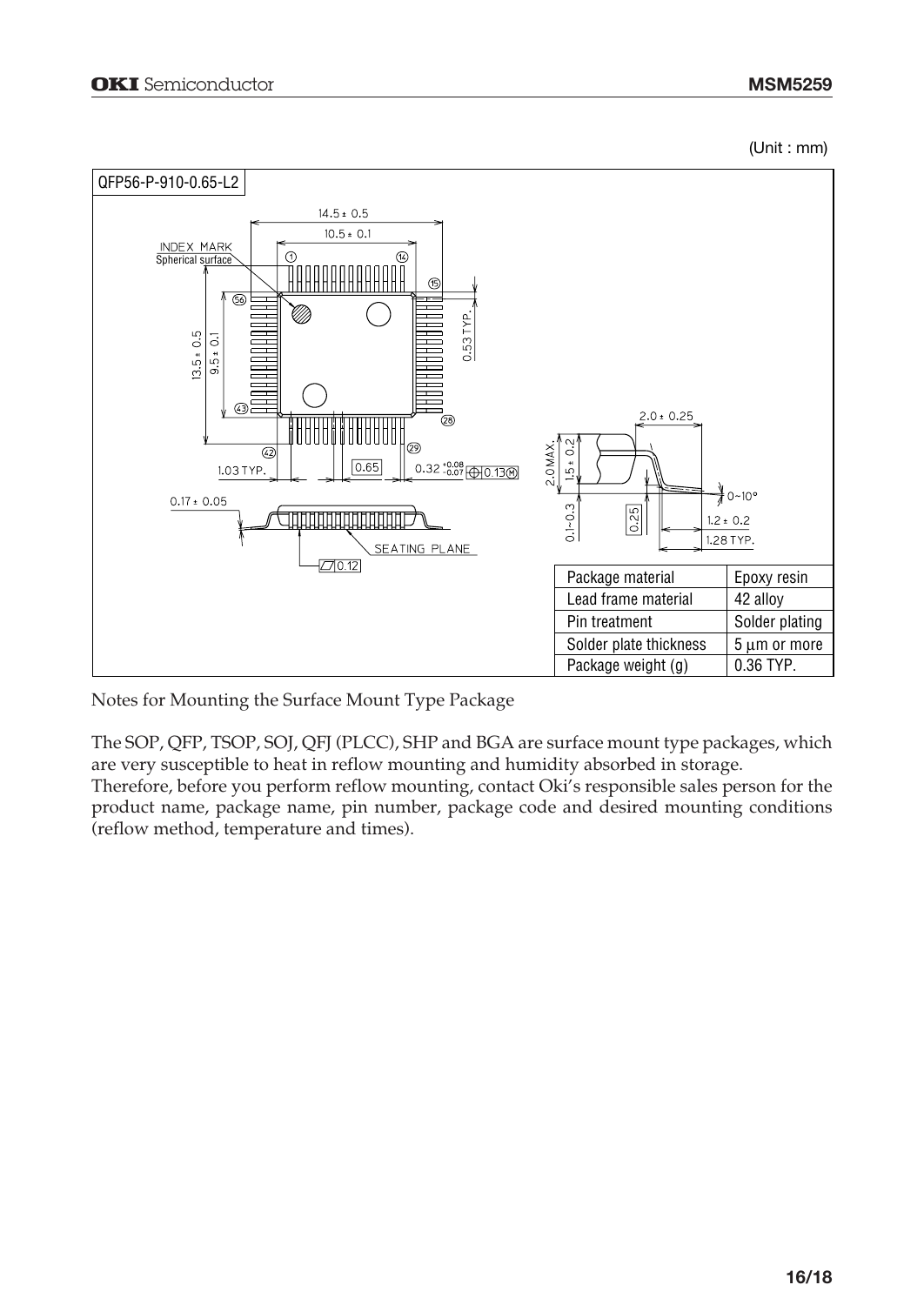(Unit : mm)

QFP56-P-910-0.65-L2

| Package material | Epoxy resin |
|---|---|
| Lead frame material | 42 alloy |
| Pin treatment | Solder plating |
| Solder plate thickness | 5 μm or more |
| Package weight (g) | 0.36 TYP. |

Notes for Mounting the Surface Mount Type Package

The SOP, QFP, TSOP, SOJ, QFJ (PLCC), SHP and BGA are surface mount type packages, which are very susceptible to heat in reflow mounting and humidity absorbed in storage.
Therefore, before you perform reflow mounting, contact Oki's responsible sales person for the product name, package name, pin number, package code and desired mounting conditions (reflow method, temperature and times).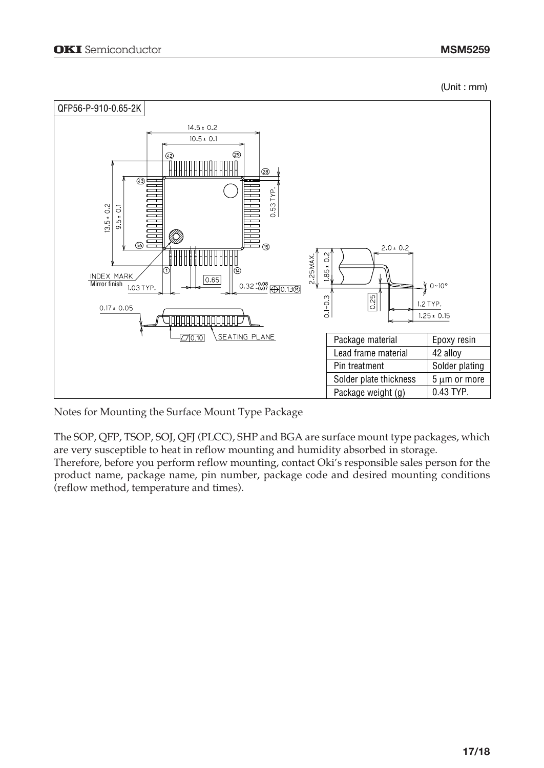(Unit : mm)

QFP56-P-910-0.65-2K

| Package material | Epoxy resin |
|---|---|
| Lead frame material | 42 alloy |
| Pin treatment | Solder plating |
| Solder plate thickness | 5 μm or more |
| Package weight (g) | 0.43 TYP. |

Notes for Mounting the Surface Mount Type Package

The SOP, QFP, TSOP, SOJ, QFJ (PLCC), SHP and BGA are surface mount type packages, which are very susceptible to heat in reflow mounting and humidity absorbed in storage.
Therefore, before you perform reflow mounting, contact Oki's responsible sales person for the product name, package name, pin number, package code and desired mounting conditions (reflow method, temperature and times).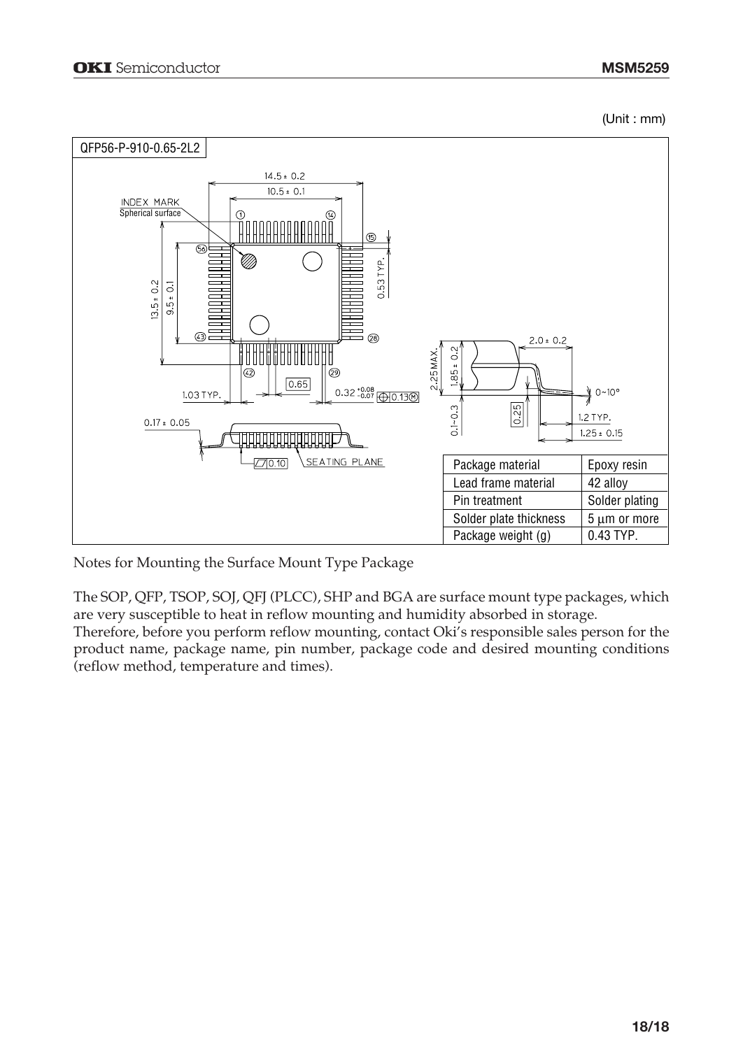(Unit : mm)

QFP56-P-910-0.65-2L2

INDEX MARK
Spherical surface

14.5 ± 0.2
10.5 ± 0.1
13.5 ± 0.2
9.5 ± 0.1
0.53 TYP.
1
14
15
56
43
28
42
29
0.65
1.03 TYP.
0.32 +0.08 −0.07
0.13 M
0.17 ± 0.05
0.10
SEATING PLANE
2.25 MAX.
1.85 ± 0.2
2.0 ± 0.2
0.1~0.3
0.25
0~10°
1.2 TYP.
1.25 ± 0.15

| | |
|---|---|
| Package material | Epoxy resin |
| Lead frame material | 42 alloy |
| Pin treatment | Solder plating |
| Solder plate thickness | 5 μm or more |
| Package weight (g) | 0.43 TYP. |

Notes for Mounting the Surface Mount Type Package

The SOP, QFP, TSOP, SOJ, QFJ (PLCC), SHP and BGA are surface mount type packages, which are very susceptible to heat in reflow mounting and humidity absorbed in storage.
Therefore, before you perform reflow mounting, contact Oki's responsible sales person for the product name, package name, pin number, package code and desired mounting conditions (reflow method, temperature and times).